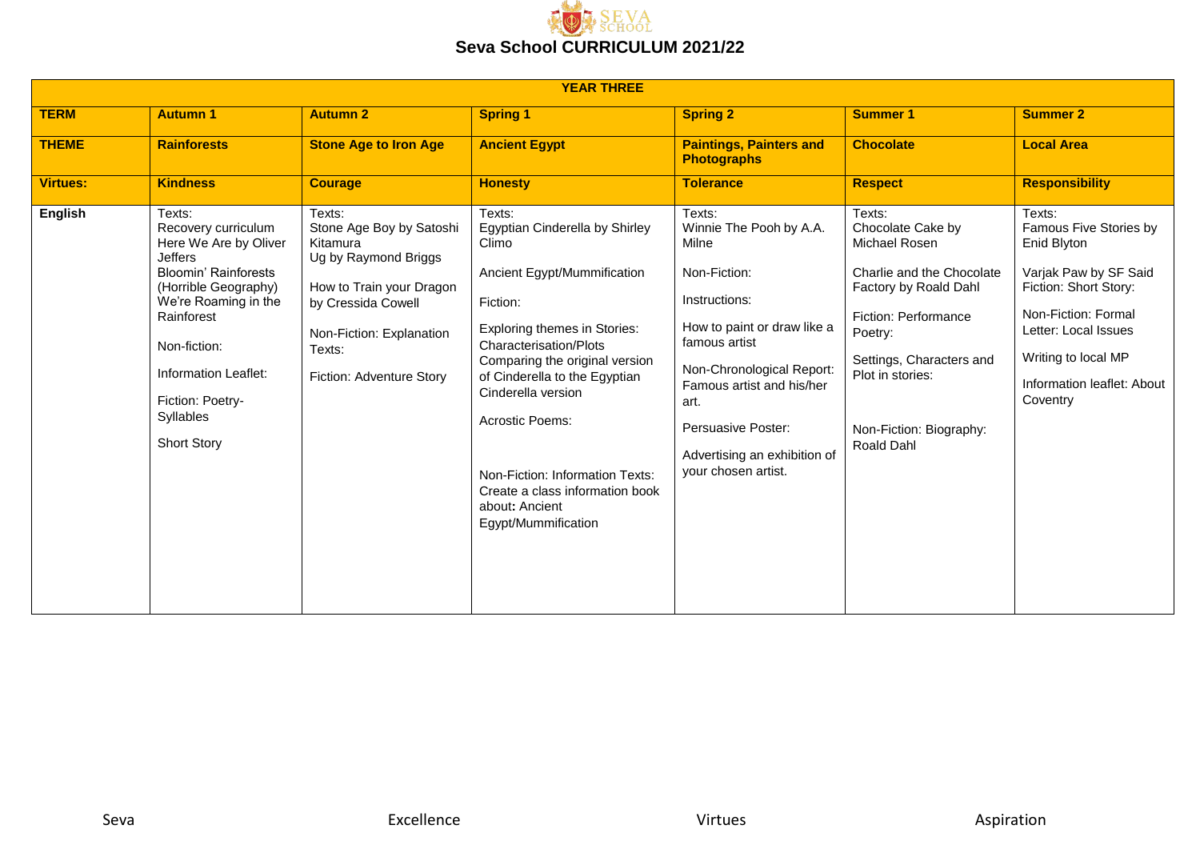# Seva School CURRICULUM 2021/22

| YEAR THREE | | | | | | |
|---|---|---|---|---|---|---|
| **TERM** | **Autumn 1** | **Autumn 2** | **Spring 1** | **Spring 2** | **Summer 1** | **Summer 2** |
| **THEME** | **Rainforests** | **Stone Age to Iron Age** | **Ancient Egypt** | **Paintings, Painters and Photographs** | **Chocolate** | **Local Area** |
| **Virtues:** | **Kindness** | **Courage** | **Honesty** | **Tolerance** | **Respect** | **Responsibility** |
| **English** | Texts:<br>Recovery curriculum<br>Here We Are by Oliver Jeffers<br>Bloomin' Rainforests (Horrible Geography)<br>We're Roaming in the Rainforest<br><br>Non-fiction:<br><br>Information Leaflet:<br><br>Fiction: Poetry-Syllables<br><br>Short Story | Texts:<br>Stone Age Boy by Satoshi Kitamura<br>Ug by Raymond Briggs<br><br>How to Train your Dragon by Cressida Cowell<br><br>Non-Fiction: Explanation Texts:<br><br>Fiction: Adventure Story | Texts:<br>Egyptian Cinderella by Shirley Climo<br><br>Ancient Egypt/Mummification<br><br>Fiction:<br><br>Exploring themes in Stories: Characterisation/Plots<br>Comparing the original version of Cinderella to the Egyptian Cinderella version<br><br>Acrostic Poems:<br><br>Non-Fiction: Information Texts: Create a class information book about**:** Ancient Egypt/Mummification | Texts:<br>Winnie The Pooh by A.A. Milne<br><br>Non-Fiction:<br><br>Instructions:<br><br>How to paint or draw like a famous artist<br><br>Non-Chronological Report: Famous artist and his/her art.<br><br>Persuasive Poster:<br><br>Advertising an exhibition of your chosen artist. | Texts:<br>Chocolate Cake by Michael Rosen<br><br>Charlie and the Chocolate Factory by Roald Dahl<br><br>Fiction: Performance Poetry:<br><br>Settings, Characters and Plot in stories:<br><br>Non-Fiction: Biography: Roald Dahl | Texts:<br>Famous Five Stories by Enid Blyton<br><br>Varjak Paw by SF Said<br>Fiction: Short Story:<br><br>Non-Fiction: Formal Letter: Local Issues<br><br>Writing to local MP<br><br>Information leaflet: About Coventry |

Seva Excellence Virtues Aspiration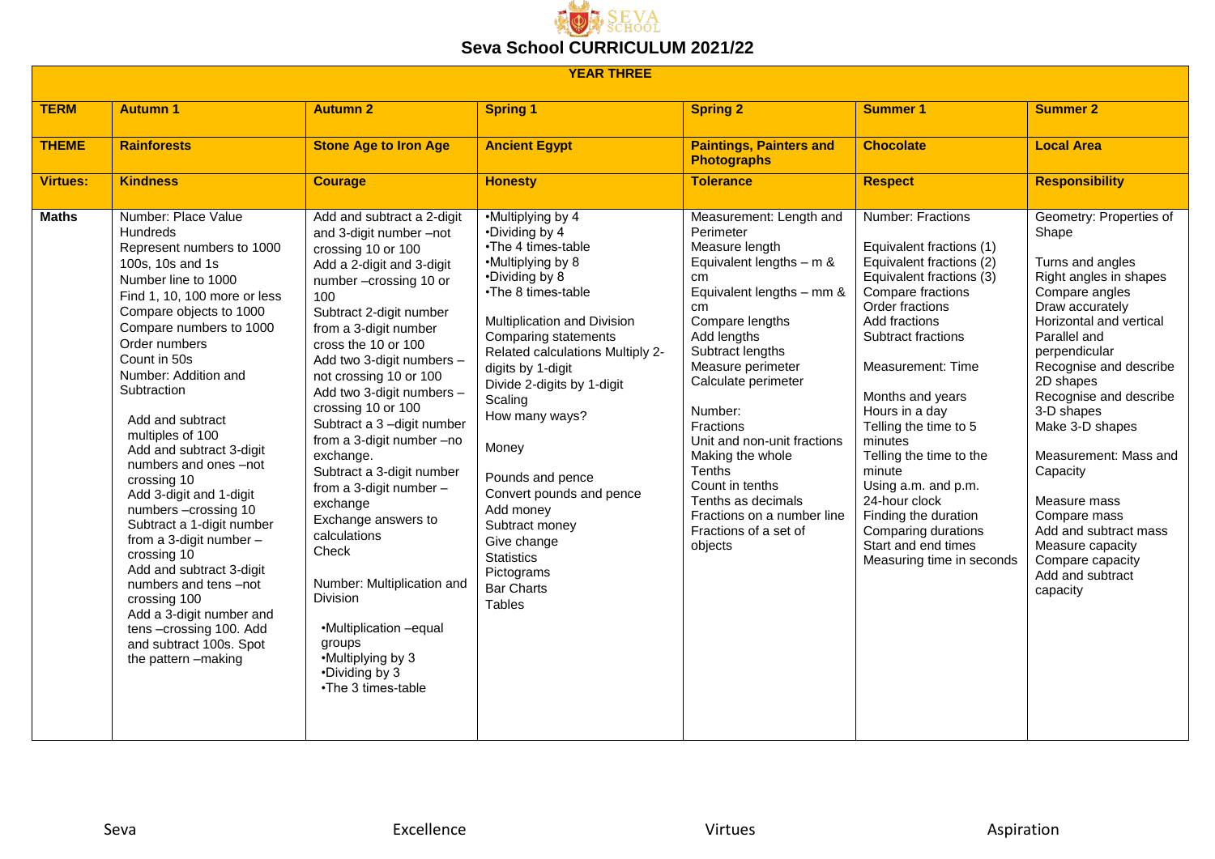## Seva School CURRICULUM 2021/22

| YEAR THREE | | | | | | |
|---|---|---|---|---|---|---|
| **TERM** | **Autumn 1** | **Autumn 2** | **Spring 1** | **Spring 2** | **Summer 1** | **Summer 2** |
| **THEME** | **Rainforests** | **Stone Age to Iron Age** | **Ancient Egypt** | **Paintings, Painters and Photographs** | **Chocolate** | **Local Area** |
| **Virtues:** | **Kindness** | **Courage** | **Honesty** | **Tolerance** | **Respect** | **Responsibility** |
| **Maths** | Number: Place Value Hundreds<br>Represent numbers to 1000<br>100s, 10s and 1s<br>Number line to 1000<br>Find 1, 10, 100 more or less<br>Compare objects to 1000<br>Compare numbers to 1000<br>Order numbers<br>Count in 50s<br>Number: Addition and Subtraction<br><br>Add and subtract multiples of 100<br>Add and subtract 3-digit numbers and ones –not crossing 10<br>Add 3-digit and 1-digit numbers –crossing 10<br>Subtract a 1-digit number from a 3-digit number –crossing 10<br>Add and subtract 3-digit numbers and tens –not crossing 100<br>Add a 3-digit number and tens –crossing 100. Add and subtract 100s. Spot the pattern –making | Add and subtract a 2-digit and 3-digit number –not crossing 10 or 100<br>Add a 2-digit and 3-digit number –crossing 10 or 100<br>Subtract 2-digit number from a 3-digit number cross the 10 or 100<br>Add two 3-digit numbers –not crossing 10 or 100<br>Add two 3-digit numbers –crossing 10 or 100<br>Subtract a 3 –digit number from a 3-digit number –no exchange.<br>Subtract a 3-digit number from a 3-digit number –exchange<br>Exchange answers to calculations<br>Check<br><br>Number: Multiplication and Division<br><br>•Multiplication –equal groups<br>•Multiplying by 3<br>•Dividing by 3<br>•The 3 times-table | •Multiplying by 4<br>•Dividing by 4<br>•The 4 times-table<br>•Multiplying by 8<br>•Dividing by 8<br>•The 8 times-table<br><br>Multiplication and Division<br>Comparing statements<br>Related calculations Multiply 2-digits by 1-digit<br>Divide 2-digits by 1-digit<br>Scaling<br>How many ways?<br><br>Money<br><br>Pounds and pence<br>Convert pounds and pence<br>Add money<br>Subtract money<br>Give change<br>Statistics<br>Pictograms<br>Bar Charts<br>Tables | Measurement: Length and Perimeter<br>Measure length<br>Equivalent lengths – m & cm<br>Equivalent lengths – mm & cm<br>Compare lengths<br>Add lengths<br>Subtract lengths<br>Measure perimeter<br>Calculate perimeter<br><br>Number:<br>Fractions<br>Unit and non-unit fractions<br>Making the whole<br>Tenths<br>Count in tenths<br>Tenths as decimals<br>Fractions on a number line<br>Fractions of a set of objects | Number: Fractions<br><br>Equivalent fractions (1)<br>Equivalent fractions (2)<br>Equivalent fractions (3)<br>Compare fractions<br>Order fractions<br>Add fractions<br>Subtract fractions<br><br>Measurement: Time<br><br>Months and years<br>Hours in a day<br>Telling the time to 5 minutes<br>Telling the time to the minute<br>Using a.m. and p.m.<br>24-hour clock<br>Finding the duration<br>Comparing durations<br>Start and end times<br>Measuring time in seconds | Geometry: Properties of Shape<br><br>Turns and angles<br>Right angles in shapes<br>Compare angles<br>Draw accurately<br>Horizontal and vertical<br>Parallel and perpendicular<br>Recognise and describe 2D shapes<br>Recognise and describe 3-D shapes<br>Make 3-D shapes<br><br>Measurement: Mass and Capacity<br><br>Measure mass<br>Compare mass<br>Add and subtract mass<br>Measure capacity<br>Compare capacity<br>Add and subtract capacity |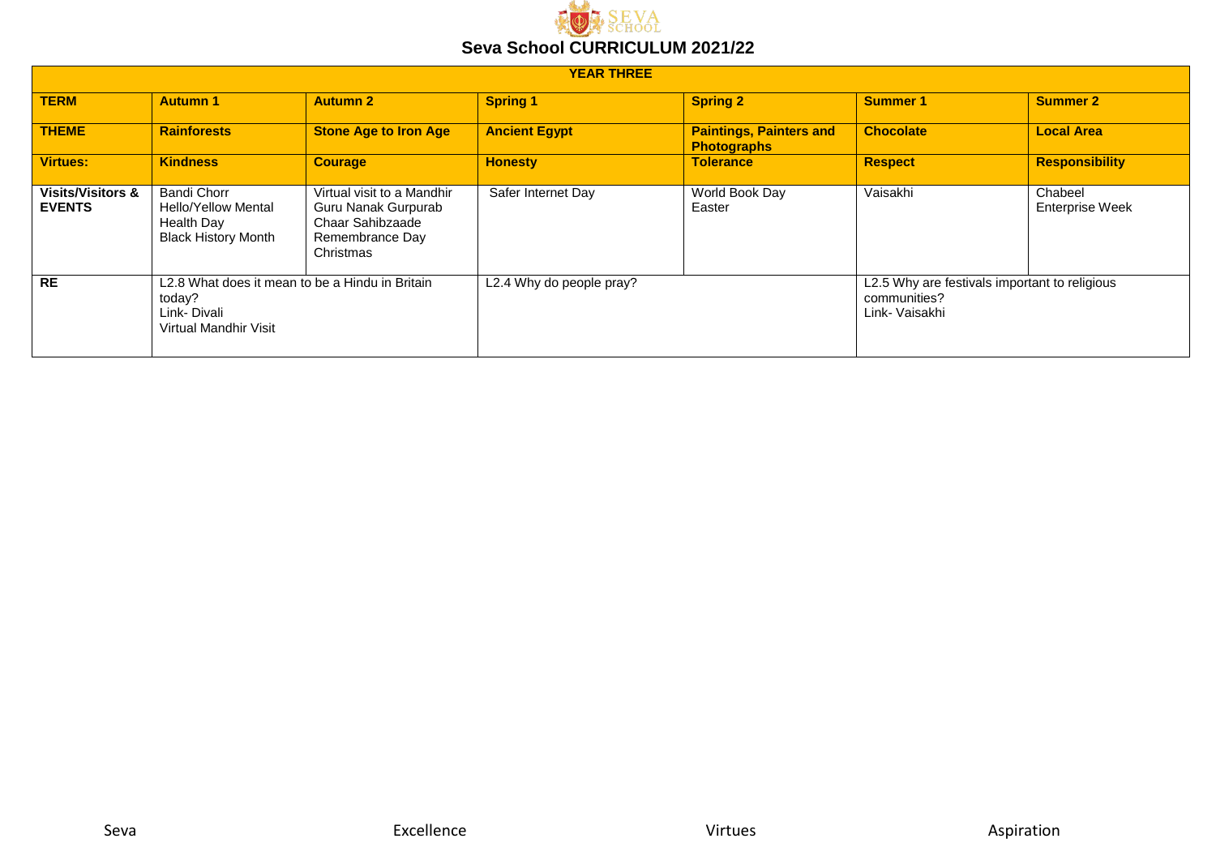# Seva School CURRICULUM 2021/22

| YEAR THREE | | | | | | |
|---|---|---|---|---|---|---|
| **TERM** | **Autumn 1** | **Autumn 2** | **Spring 1** | **Spring 2** | **Summer 1** | **Summer 2** |
| **THEME** | **Rainforests** | **Stone Age to Iron Age** | **Ancient Egypt** | **Paintings, Painters and Photographs** | **Chocolate** | **Local Area** |
| **Virtues:** | **Kindness** | **Courage** | **Honesty** | **Tolerance** | **Respect** | **Responsibility** |
| **Visits/Visitors & EVENTS** | Bandi Chorr<br>Hello/Yellow Mental Health Day<br>Black History Month | Virtual visit to a Mandhir<br>Guru Nanak Gurpurab<br>Chaar Sahibzaade<br>Remembrance Day<br>Christmas | Safer Internet Day | World Book Day<br>Easter | Vaisakhi | Chabeel<br>Enterprise Week |
| **RE** | L2.8 What does it mean to be a Hindu in Britain today?<br>Link- Divali<br>Virtual Mandhir Visit | | L2.4 Why do people pray? | | L2.5 Why are festivals important to religious communities?<br>Link- Vaisakhi | |

Seva Excellence Virtues Aspiration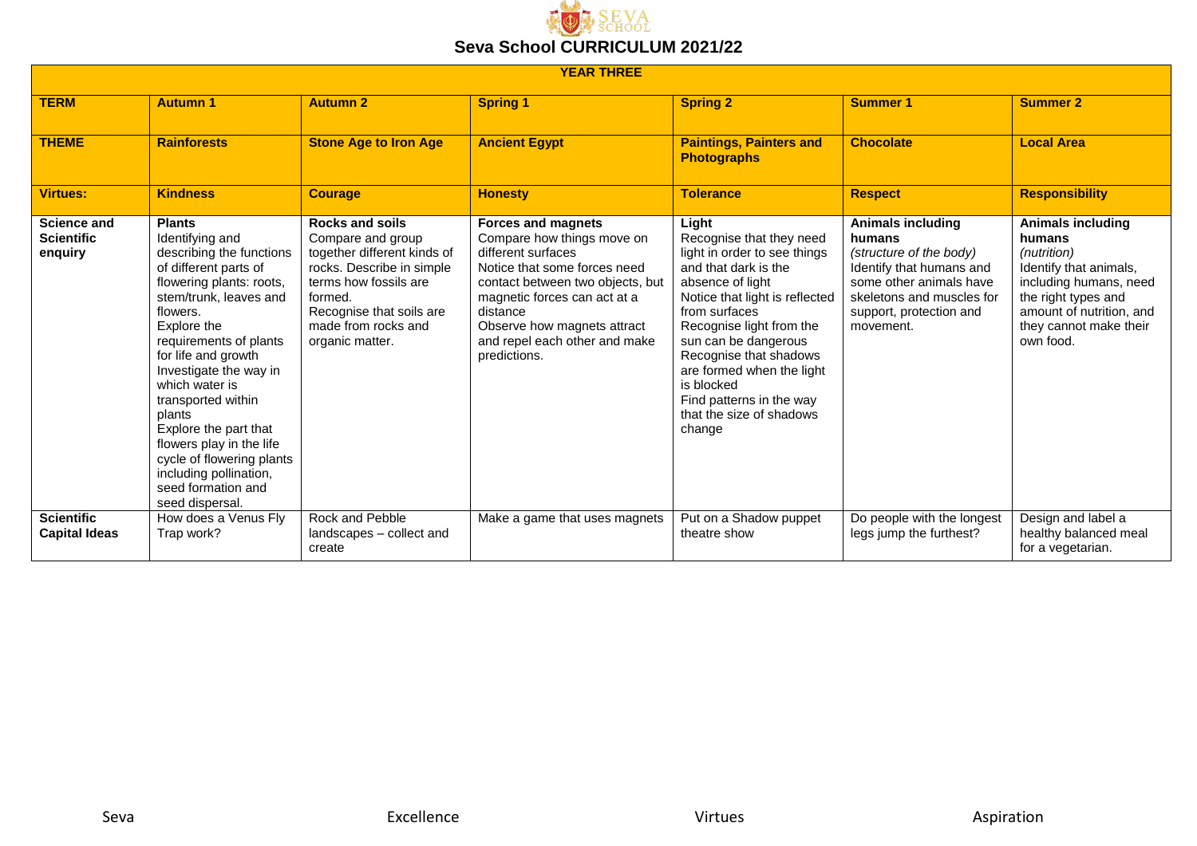# Seva School CURRICULUM 2021/22

| YEAR THREE | | | | | | |
|---|---|---|---|---|---|---|
| **TERM** | **Autumn 1** | **Autumn 2** | **Spring 1** | **Spring 2** | **Summer 1** | **Summer 2** |
| **THEME** | **Rainforests** | **Stone Age to Iron Age** | **Ancient Egypt** | **Paintings, Painters and Photographs** | **Chocolate** | **Local Area** |
| **Virtues:** | **Kindness** | **Courage** | **Honesty** | **Tolerance** | **Respect** | **Responsibility** |
| **Science and Scientific enquiry** | **Plants** Identifying and describing the functions of different parts of flowering plants: roots, stem/trunk, leaves and flowers. Explore the requirements of plants for life and growth Investigate the way in which water is transported within plants Explore the part that flowers play in the life cycle of flowering plants including pollination, seed formation and seed dispersal. | **Rocks and soils** Compare and group together different kinds of rocks. Describe in simple terms how fossils are formed. Recognise that soils are made from rocks and organic matter. | **Forces and magnets** Compare how things move on different surfaces Notice that some forces need contact between two objects, but magnetic forces can act at a distance Observe how magnets attract and repel each other and make predictions. | **Light** Recognise that they need light in order to see things and that dark is the absence of light Notice that light is reflected from surfaces Recognise light from the sun can be dangerous Recognise that shadows are formed when the light is blocked Find patterns in the way that the size of shadows change | **Animals including humans** *(structure of the body)* Identify that humans and some other animals have skeletons and muscles for support, protection and movement. | **Animals including humans** *(nutrition)* Identify that animals, including humans, need the right types and amount of nutrition, and they cannot make their own food. |
| **Scientific Capital Ideas** | How does a Venus Fly Trap work? | Rock and Pebble landscapes – collect and create | Make a game that uses magnets | Put on a Shadow puppet theatre show | Do people with the longest legs jump the furthest? | Design and label a healthy balanced meal for a vegetarian. |

Seva Excellence Virtues Aspiration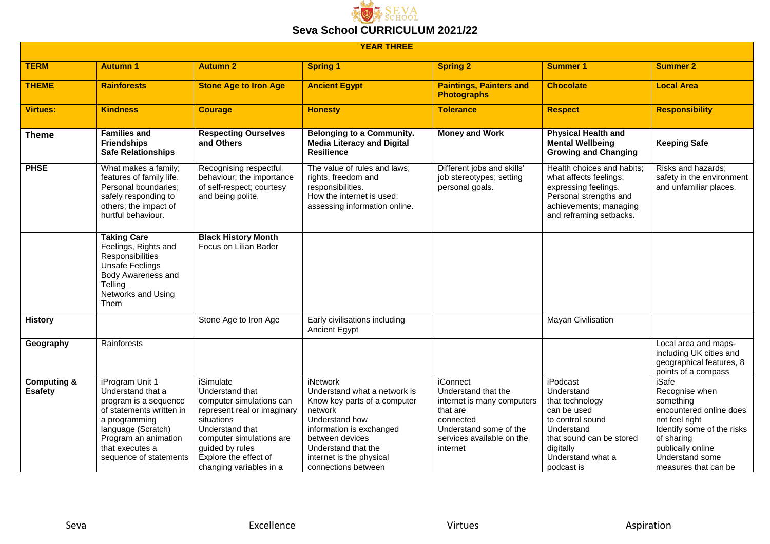# Seva School CURRICULUM 2021/22

| YEAR THREE | | | | | | |
|---|---|---|---|---|---|---|
| **TERM** | **Autumn 1** | **Autumn 2** | **Spring 1** | **Spring 2** | **Summer 1** | **Summer 2** |
| **THEME** | **Rainforests** | **Stone Age to Iron Age** | **Ancient Egypt** | **Paintings, Painters and Photographs** | **Chocolate** | **Local Area** |
| **Virtues:** | **Kindness** | **Courage** | **Honesty** | **Tolerance** | **Respect** | **Responsibility** |
| **Theme** | **Families and Friendships**<br>**Safe Relationships** | **Respecting Ourselves and Others** | **Belonging to a Community.**<br>**Media Literacy and Digital Resilience** | **Money and Work** | **Physical Health and Mental Wellbeing**<br>**Growing and Changing** | **Keeping Safe** |
| **PHSE** | What makes a family; features of family life. Personal boundaries; safely responding to others; the impact of hurtful behaviour. | Recognising respectful behaviour; the importance of self-respect; courtesy and being polite. | The value of rules and laws; rights, freedom and responsibilities.<br>How the internet is used; assessing information online. | Different jobs and skills' job stereotypes; setting personal goals. | Health choices and habits; what affects feelings; expressing feelings. Personal strengths and achievements; managing and reframing setbacks. | Risks and hazards; safety in the environment and unfamiliar places. |
| | **Taking Care**<br>Feelings, Rights and Responsibilities<br>Unsafe Feelings<br>Body Awareness and Telling<br>Networks and Using Them | **Black History Month**<br>Focus on Lilian Bader | | | | |
| **History** | | Stone Age to Iron Age | Early civilisations including Ancient Egypt | | Mayan Civilisation | |
| **Geography** | Rainforests | | | | | Local area and maps- including UK cities and geographical features, 8 points of a compass |
| **Computing & Esafety** | iProgram Unit 1<br>Understand that a program is a sequence of statements written in a programming language (Scratch)<br>Program an animation that executes a sequence of statements | iSimulate<br>Understand that computer simulations can represent real or imaginary situations<br>Understand that computer simulations are guided by rules<br>Explore the effect of changing variables in a | iNetwork<br>Understand what a network is<br>Know key parts of a computer network<br>Understand how information is exchanged between devices<br>Understand that the internet is the physical connections between | iConnect<br>Understand that the internet is many computers that are connected<br>Understand some of the services available on the internet | iPodcast<br>Understand that technology can be used to control sound<br>Understand that sound can be stored digitally<br>Understand what a podcast is | iSafe<br>Recognise when something encountered online does not feel right<br>Identify some of the risks of sharing publically online<br>Understand some measures that can be |

Seva Excellence Virtues Aspiration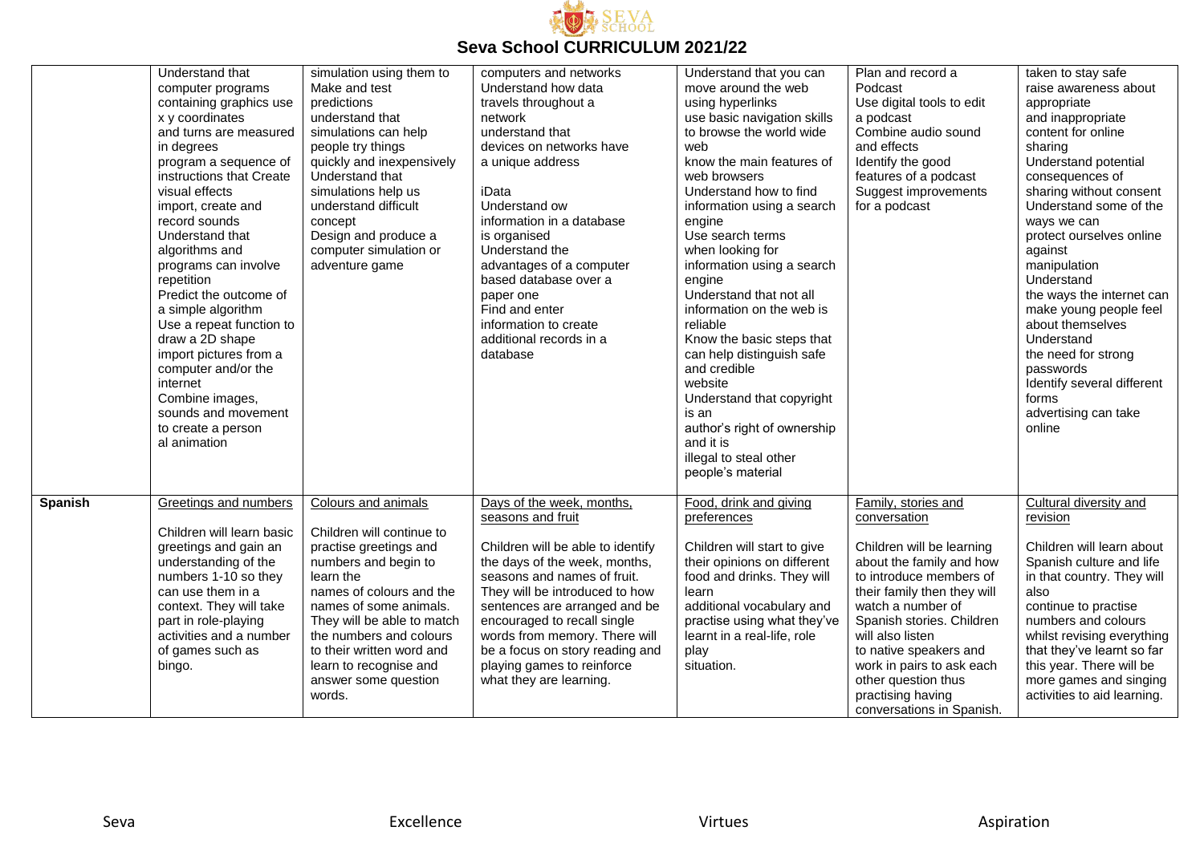# Seva School CURRICULUM 2021/22

| | | | | | | |
|---|---|---|---|---|---|---|
| | Understand that computer programs containing graphics use x y coordinates and turns are measured in degrees<br>program a sequence of instructions that Create visual effects<br>import, create and record sounds<br>Understand that algorithms and programs can involve repetition<br>Predict the outcome of a simple algorithm<br>Use a repeat function to draw a 2D shape<br>import pictures from a computer and/or the internet<br>Combine images, sounds and movement to create a person al animation | simulation using them to Make and test predictions<br>understand that simulations can help people try things quickly and inexpensively<br>Understand that simulations help us understand difficult concept<br>Design and produce a computer simulation or adventure game | computers and networks<br>Understand how data travels throughout a network<br>understand that devices on networks have a unique address<br><br>iData<br>Understand ow information in a database is organised<br>Understand the advantages of a computer based database over a paper one<br>Find and enter information to create additional records in a database | Understand that you can move around the web using hyperlinks<br>use basic navigation skills to browse the world wide web<br>know the main features of web browsers<br>Understand how to find information using a search engine<br>Use search terms when looking for information using a search engine<br>Understand that not all information on the web is reliable<br>Know the basic steps that can help distinguish safe and credible website<br>Understand that copyright is an author's right of ownership and it is illegal to steal other people's material | Plan and record a Podcast<br>Use digital tools to edit a podcast<br>Combine audio sound and effects<br>Identify the good features of a podcast<br>Suggest improvements for a podcast | taken to stay safe<br>raise awareness about appropriate and inappropriate content for online sharing<br>Understand potential consequences of sharing without consent<br>Understand some of the ways we can protect ourselves online against manipulation<br>Understand the ways the internet can make young people feel about themselves<br>Understand the need for strong passwords<br>Identify several different forms advertising can take online |
| **Spanish** | Greetings and numbers<br><br>Children will learn basic greetings and gain an understanding of the numbers 1-10 so they can use them in a context. They will take part in role-playing activities and a number of games such as bingo. | Colours and animals<br><br>Children will continue to practise greetings and numbers and begin to learn the names of colours and the names of some animals. They will be able to match the numbers and colours to their written word and learn to recognise and answer some question words. | Days of the week, months, seasons and fruit<br><br>Children will be able to identify the days of the week, months, seasons and names of fruit. They will be introduced to how sentences are arranged and be encouraged to recall single words from memory. There will be a focus on story reading and playing games to reinforce what they are learning. | Food, drink and giving preferences<br><br>Children will start to give their opinions on different food and drinks. They will learn additional vocabulary and practise using what they've learnt in a real-life, role play situation. | Family, stories and conversation<br><br>Children will be learning about the family and how to introduce members of their family then they will watch a number of Spanish stories. Children will also listen to native speakers and work in pairs to ask each other question thus practising having conversations in Spanish. | Cultural diversity and revision<br><br>Children will learn about Spanish culture and life in that country. They will also continue to practise numbers and colours whilst revising everything that they've learnt so far this year. There will be more games and singing activities to aid learning. |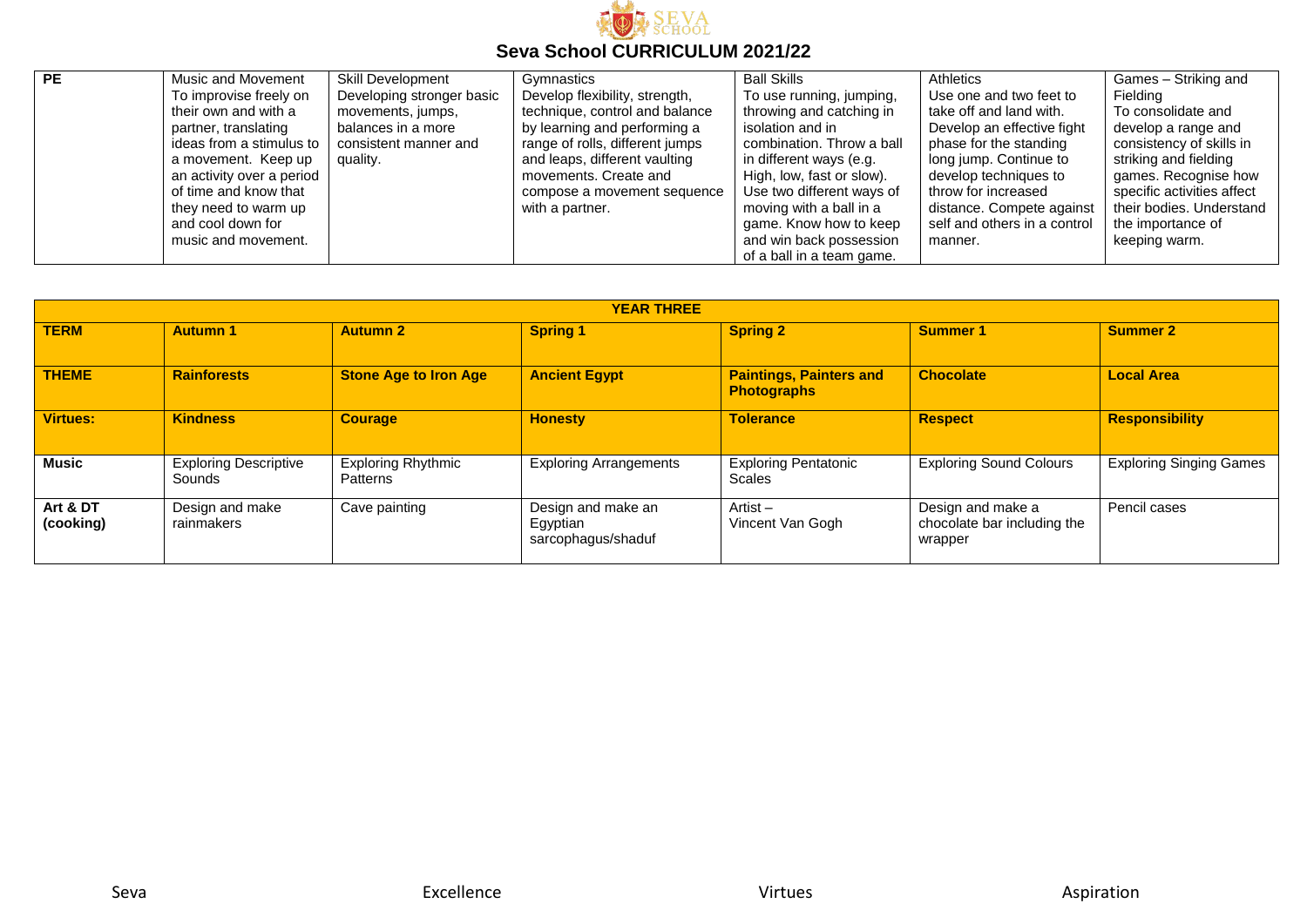# Seva School CURRICULUM 2021/22

| | | | | | | |
|---|---|---|---|---|---|---|
| **PE** | Music and Movement To improvise freely on their own and with a partner, translating ideas from a stimulus to a movement. Keep up an activity over a period of time and know that they need to warm up and cool down for music and movement. | Skill Development Developing stronger basic movements, jumps, balances in a more consistent manner and quality. | Gymnastics Develop flexibility, strength, technique, control and balance by learning and performing a range of rolls, different jumps and leaps, different vaulting movements. Create and compose a movement sequence with a partner. | Ball Skills To use running, jumping, throwing and catching in isolation and in combination. Throw a ball in different ways (e.g. High, low, fast or slow). Use two different ways of moving with a ball in a game. Know how to keep and win back possession of a ball in a team game. | Athletics Use one and two feet to take off and land with. Develop an effective fight phase for the standing long jump. Continue to develop techniques to throw for increased distance. Compete against self and others in a control manner. | Games – Striking and Fielding To consolidate and develop a range and consistency of skills in striking and fielding games. Recognise how specific activities affect their bodies. Understand the importance of keeping warm. |

| **YEAR THREE** | | | | | | |
|---|---|---|---|---|---|---|
| **TERM** | **Autumn 1** | **Autumn 2** | **Spring 1** | **Spring 2** | **Summer 1** | **Summer 2** |
| **THEME** | **Rainforests** | **Stone Age to Iron Age** | **Ancient Egypt** | **Paintings, Painters and Photographs** | **Chocolate** | **Local Area** |
| **Virtues:** | **Kindness** | **Courage** | **Honesty** | **Tolerance** | **Respect** | **Responsibility** |
| **Music** | Exploring Descriptive Sounds | Exploring Rhythmic Patterns | Exploring Arrangements | Exploring Pentatonic Scales | Exploring Sound Colours | Exploring Singing Games |
| **Art & DT (cooking)** | Design and make rainmakers | Cave painting | Design and make an Egyptian sarcophagus/shaduf | Artist – Vincent Van Gogh | Design and make a chocolate bar including the wrapper | Pencil cases |

Seva Excellence Virtues Aspiration